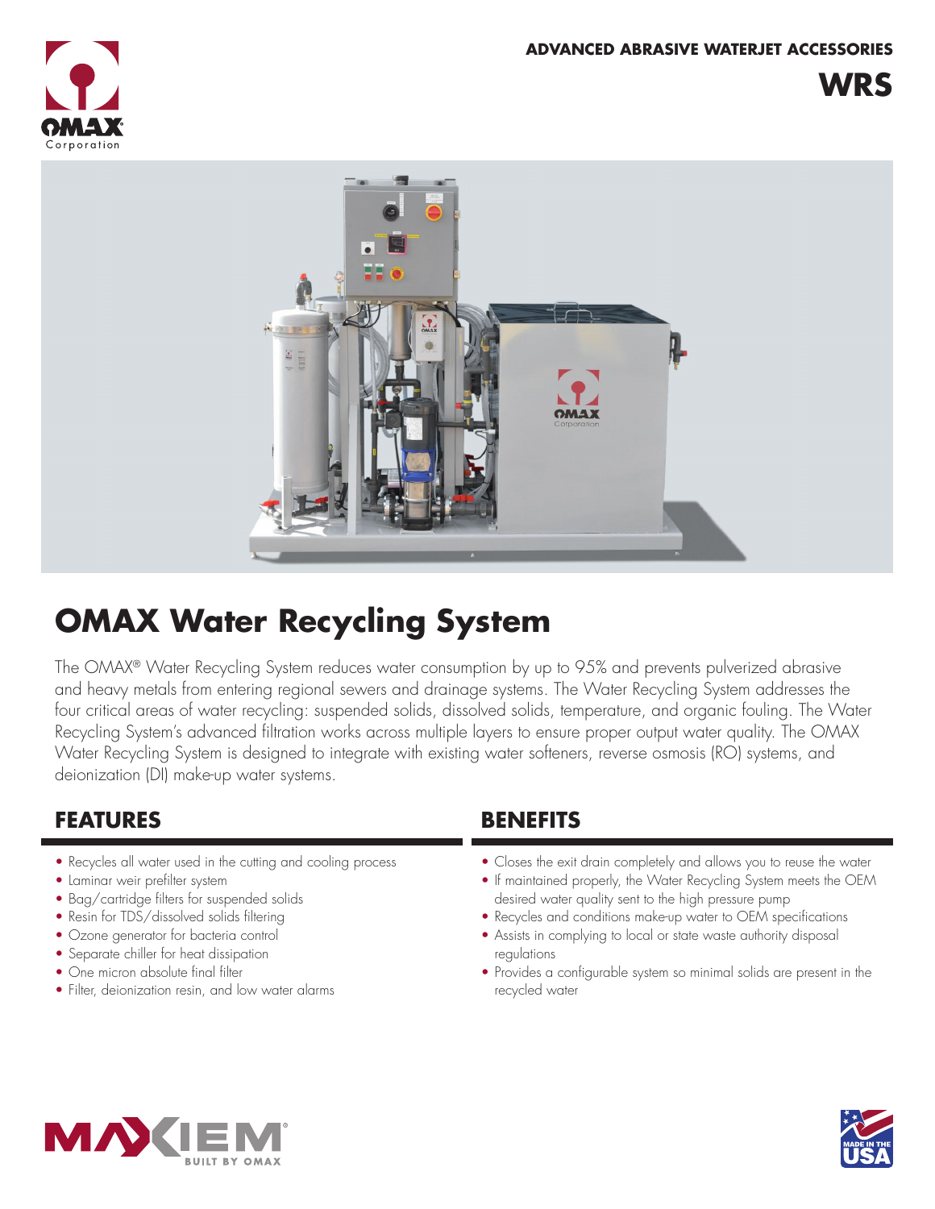ADVANCED ABRASIVE WATERJET ACCESSORIES

# WRS

## OMAX Water Recycling System

The OMAX® Water Recycling System reduces water consumption by up to 95% and prevents pulverized abrasive and heavy metals from entering regional sewers and drainage systems. The Water Recycling System addresses the four critical areas of water recycling: suspended solids, dissolved solids, temperature, and organic fouling. The Water Recycling System's advanced filtration works across multiple layers to ensure proper output water quality. The OMAX Water Recycling System is designed to integrate with existing water softeners, reverse osmosis (RO) systems, and deionization (DI) make-up water systems.

### FEATURES

- Recycles all water used in the cutting and cooling process
- Laminar weir prefilter system
- Bag/cartridge filters for suspended solids
- Resin for TDS/dissolved solids filtering
- Ozone generator for bacteria control
- Separate chiller for heat dissipation
- One micron absolute final filter
- Filter, deionization resin, and low water alarms

### BENEFITS

- Closes the exit drain completely and allows you to reuse the water
- If maintained properly, the Water Recycling System meets the OEM desired water quality sent to the high pressure pump
- Recycles and conditions make-up water to OEM specifications
- Assists in complying to local or state waste authority disposal regulations
- Provides a configurable system so minimal solids are present in the recycled water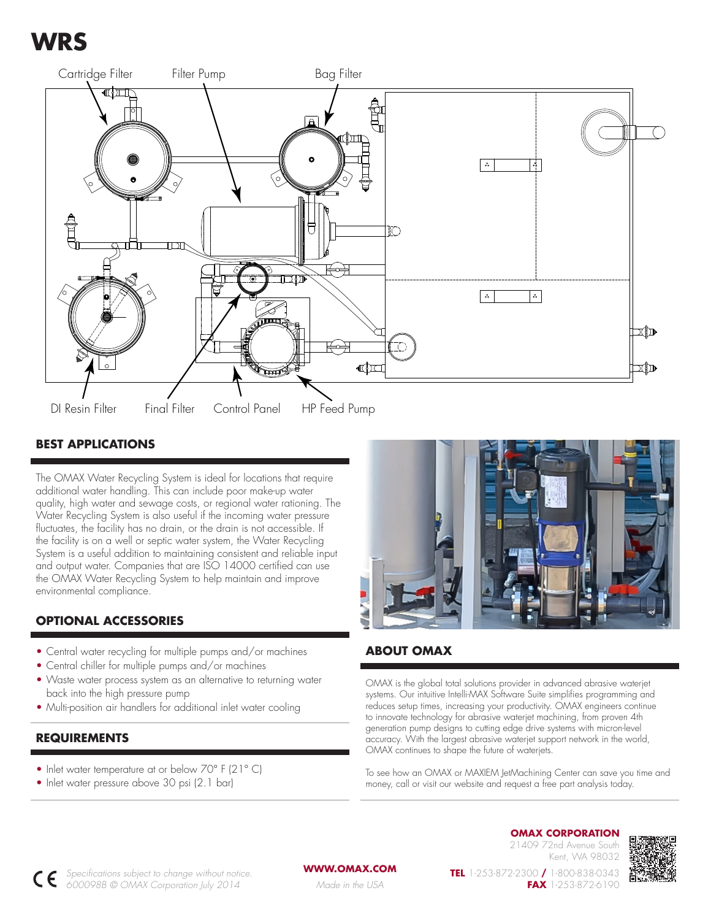# WRS

Cartridge Filter

Filter Pump

Bag Filter

DI Resin Filter

Final Filter

Control Panel

HP Feed Pump

## BEST APPLICATIONS

The OMAX Water Recycling System is ideal for locations that require additional water handling. This can include poor make-up water quality, high water and sewage costs, or regional water rationing. The Water Recycling System is also useful if the incoming water pressure fluctuates, the facility has no drain, or the drain is not accessible. If the facility is on a well or septic water system, the Water Recycling System is a useful addition to maintaining consistent and reliable input and output water. Companies that are ISO 14000 certified can use the OMAX Water Recycling System to help maintain and improve environmental compliance.

## OPTIONAL ACCESSORIES

- Central water recycling for multiple pumps and/or machines
- Central chiller for multiple pumps and/or machines
- Waste water process system as an alternative to returning water back into the high pressure pump
- Multi-position air handlers for additional inlet water cooling

## REQUIREMENTS

- Inlet water temperature at or below 70° F (21° C)
- Inlet water pressure above 30 psi (2.1 bar)

## ABOUT OMAX

OMAX is the global total solutions provider in advanced abrasive waterjet systems. Our intuitive Intelli-MAX Software Suite simplifies programming and reduces setup times, increasing your productivity. OMAX engineers continue to innovate technology for abrasive waterjet machining, from proven 4th generation pump designs to cutting edge drive systems with micron-level accuracy. With the largest abrasive waterjet support network in the world, OMAX continues to shape the future of waterjets.

To see how an OMAX or MAXIEM JetMachining Center can save you time and money, call or visit our website and request a free part analysis today.

*Specifications subject to change without notice.*
*600098B © OMAX Corporation July 2014*

**WWW.OMAX.COM**
*Made in the USA*

**OMAX CORPORATION**
21409 72nd Avenue South
Kent, WA 98032
**TEL** 1-253-872-2300 / 1-800-838-0343
**FAX** 1-253-872-6190